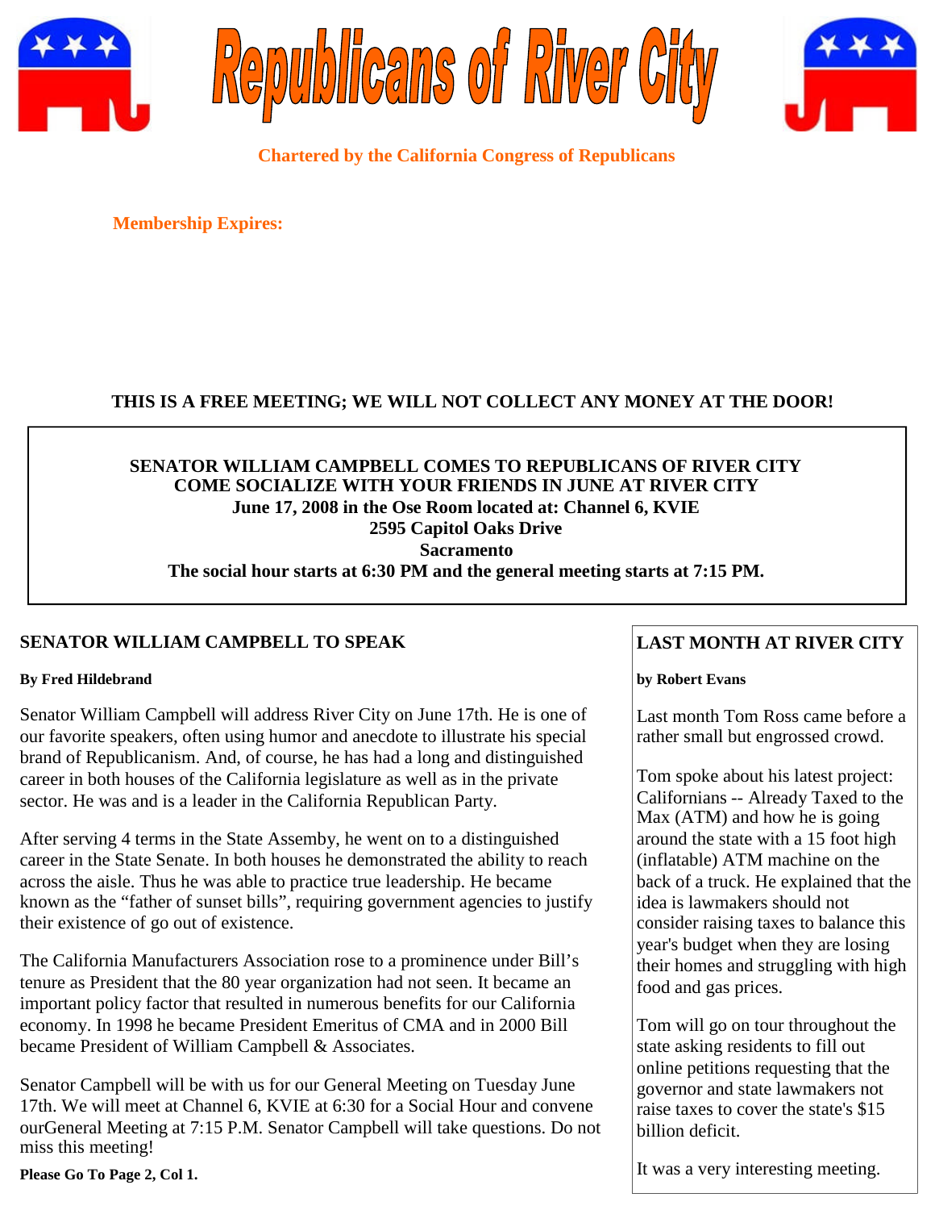# Republicans of River City

**Chartered by the California Congress of Republicans**

**Membership Expires:**

**THIS IS A FREE MEETING; WE WILL NOT COLLECT ANY MONEY AT THE DOOR!**

**SENATOR WILLIAM CAMPBELL COMES TO REPUBLICANS OF RIVER CITY**
**COME SOCIALIZE WITH YOUR FRIENDS IN JUNE AT RIVER CITY**
**June 17, 2008 in the Ose Room located at: Channel 6, KVIE**
**2595 Capitol Oaks Drive**
**Sacramento**
**The social hour starts at 6:30 PM and the general meeting starts at 7:15 PM.**

## SENATOR WILLIAM CAMPBELL TO SPEAK

**By Fred Hildebrand**

Senator William Campbell will address River City on June 17th. He is one of our favorite speakers, often using humor and anecdote to illustrate his special brand of Republicanism. And, of course, he has had a long and distinguished career in both houses of the California legislature as well as in the private sector. He was and is a leader in the California Republican Party.

After serving 4 terms in the State Assemby, he went on to a distinguished career in the State Senate. In both houses he demonstrated the ability to reach across the aisle. Thus he was able to practice true leadership. He became known as the "father of sunset bills", requiring government agencies to justify their existence of go out of existence.

The California Manufacturers Association rose to a prominence under Bill's tenure as President that the 80 year organization had not seen. It became an important policy factor that resulted in numerous benefits for our California economy. In 1998 he became President Emeritus of CMA and in 2000 Bill became President of William Campbell & Associates.

Senator Campbell will be with us for our General Meeting on Tuesday June 17th. We will meet at Channel 6, KVIE at 6:30 for a Social Hour and convene ourGeneral Meeting at 7:15 P.M. Senator Campbell will take questions. Do not miss this meeting!

**Please Go To Page 2, Col 1.**

## LAST MONTH AT RIVER CITY

**by Robert Evans**

Last month Tom Ross came before a rather small but engrossed crowd.

Tom spoke about his latest project: Californians -- Already Taxed to the Max (ATM) and how he is going around the state with a 15 foot high (inflatable) ATM machine on the back of a truck. He explained that the idea is lawmakers should not consider raising taxes to balance this year's budget when they are losing their homes and struggling with high food and gas prices.

Tom will go on tour throughout the state asking residents to fill out online petitions requesting that the governor and state lawmakers not raise taxes to cover the state's $15 billion deficit.

It was a very interesting meeting.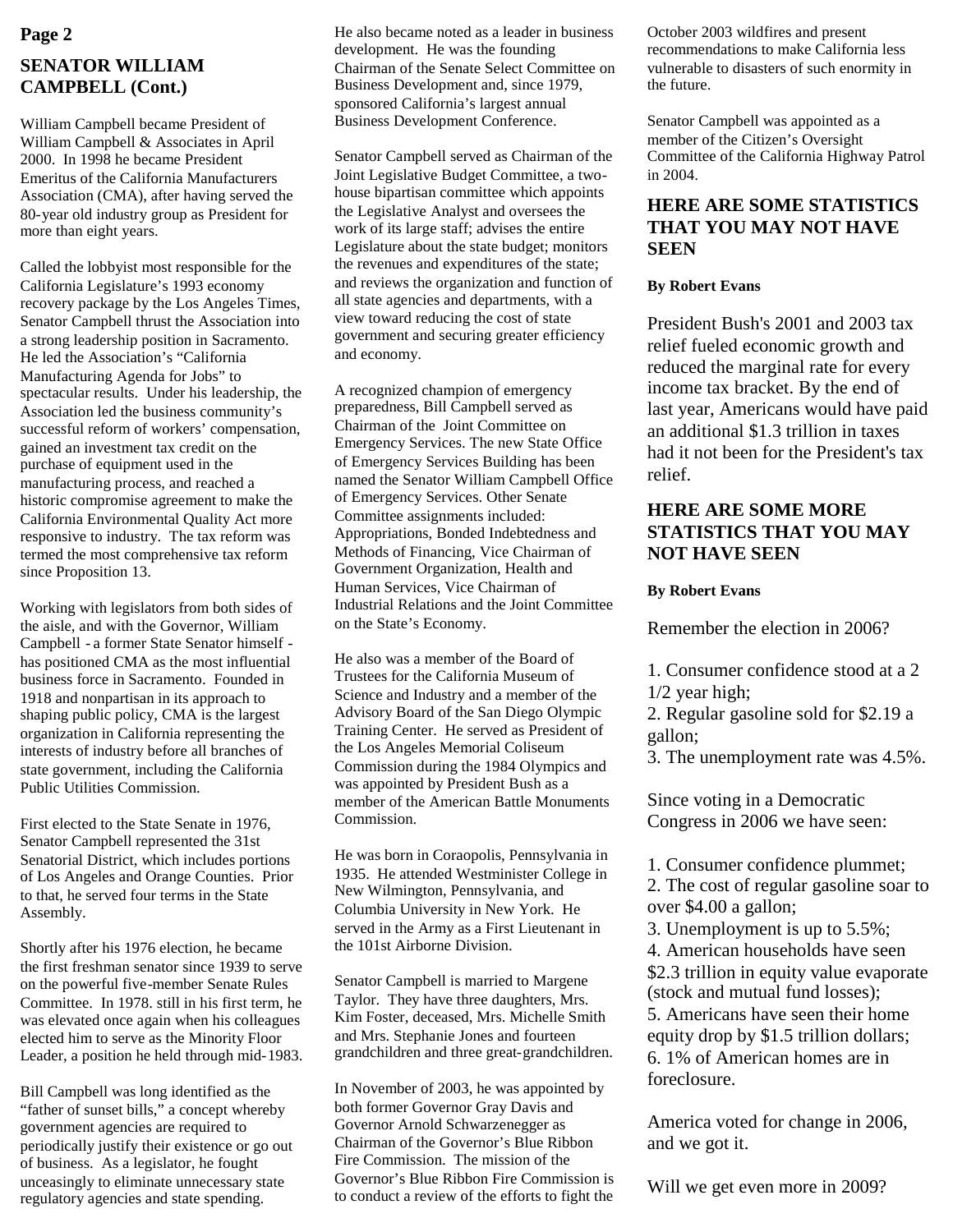## SENATOR WILLIAM CAMPBELL (Cont.)

William Campbell became President of William Campbell & Associates in April 2000. In 1998 he became President Emeritus of the California Manufacturers Association (CMA), after having served the 80-year old industry group as President for more than eight years.

Called the lobbyist most responsible for the California Legislature's 1993 economy recovery package by the Los Angeles Times, Senator Campbell thrust the Association into a strong leadership position in Sacramento. He led the Association's "California Manufacturing Agenda for Jobs" to spectacular results. Under his leadership, the Association led the business community's successful reform of workers' compensation, gained an investment tax credit on the purchase of equipment used in the manufacturing process, and reached a historic compromise agreement to make the California Environmental Quality Act more responsive to industry. The tax reform was termed the most comprehensive tax reform since Proposition 13.

Working with legislators from both sides of the aisle, and with the Governor, William Campbell - a former State Senator himself - has positioned CMA as the most influential business force in Sacramento. Founded in 1918 and nonpartisan in its approach to shaping public policy, CMA is the largest organization in California representing the interests of industry before all branches of state government, including the California Public Utilities Commission.

First elected to the State Senate in 1976, Senator Campbell represented the 31st Senatorial District, which includes portions of Los Angeles and Orange Counties. Prior to that, he served four terms in the State Assembly.

Shortly after his 1976 election, he became the first freshman senator since 1939 to serve on the powerful five-member Senate Rules Committee. In 1978. still in his first term, he was elevated once again when his colleagues elected him to serve as the Minority Floor Leader, a position he held through mid-1983.

Bill Campbell was long identified as the "father of sunset bills," a concept whereby government agencies are required to periodically justify their existence or go out of business. As a legislator, he fought unceasingly to eliminate unnecessary state regulatory agencies and state spending.

He also became noted as a leader in business development. He was the founding Chairman of the Senate Select Committee on Business Development and, since 1979, sponsored California's largest annual Business Development Conference.

Senator Campbell served as Chairman of the Joint Legislative Budget Committee, a two-house bipartisan committee which appoints the Legislative Analyst and oversees the work of its large staff; advises the entire Legislature about the state budget; monitors the revenues and expenditures of the state; and reviews the organization and function of all state agencies and departments, with a view toward reducing the cost of state government and securing greater efficiency and economy.

A recognized champion of emergency preparedness, Bill Campbell served as Chairman of the Joint Committee on Emergency Services. The new State Office of Emergency Services Building has been named the Senator William Campbell Office of Emergency Services. Other Senate Committee assignments included: Appropriations, Bonded Indebtedness and Methods of Financing, Vice Chairman of Government Organization, Health and Human Services, Vice Chairman of Industrial Relations and the Joint Committee on the State's Economy.

He also was a member of the Board of Trustees for the California Museum of Science and Industry and a member of the Advisory Board of the San Diego Olympic Training Center. He served as President of the Los Angeles Memorial Coliseum Commission during the 1984 Olympics and was appointed by President Bush as a member of the American Battle Monuments Commission.

He was born in Coraopolis, Pennsylvania in 1935. He attended Westminister College in New Wilmington, Pennsylvania, and Columbia University in New York. He served in the Army as a First Lieutenant in the 101st Airborne Division.

Senator Campbell is married to Margene Taylor. They have three daughters, Mrs. Kim Foster, deceased, Mrs. Michelle Smith and Mrs. Stephanie Jones and fourteen grandchildren and three great-grandchildren.

In November of 2003, he was appointed by both former Governor Gray Davis and Governor Arnold Schwarzenegger as Chairman of the Governor's Blue Ribbon Fire Commission. The mission of the Governor's Blue Ribbon Fire Commission is to conduct a review of the efforts to fight the October 2003 wildfires and present recommendations to make California less vulnerable to disasters of such enormity in the future.

Senator Campbell was appointed as a member of the Citizen's Oversight Committee of the California Highway Patrol in 2004.

## HERE ARE SOME STATISTICS THAT YOU MAY NOT HAVE SEEN

**By Robert Evans**

President Bush's 2001 and 2003 tax relief fueled economic growth and reduced the marginal rate for every income tax bracket. By the end of last year, Americans would have paid an additional $1.3 trillion in taxes had it not been for the President's tax relief.

## HERE ARE SOME MORE STATISTICS THAT YOU MAY NOT HAVE SEEN

**By Robert Evans**

Remember the election in 2006?

1. Consumer confidence stood at a 2 1/2 year high;
2. Regular gasoline sold for $2.19 a gallon;
3. The unemployment rate was 4.5%.

Since voting in a Democratic Congress in 2006 we have seen:

1. Consumer confidence plummet;
2. The cost of regular gasoline soar to over $4.00 a gallon;
3. Unemployment is up to 5.5%;
4. American households have seen $2.3 trillion in equity value evaporate (stock and mutual fund losses);
5. Americans have seen their home equity drop by $1.5 trillion dollars;
6. 1% of American homes are in foreclosure.

America voted for change in 2006, and we got it.

Will we get even more in 2009?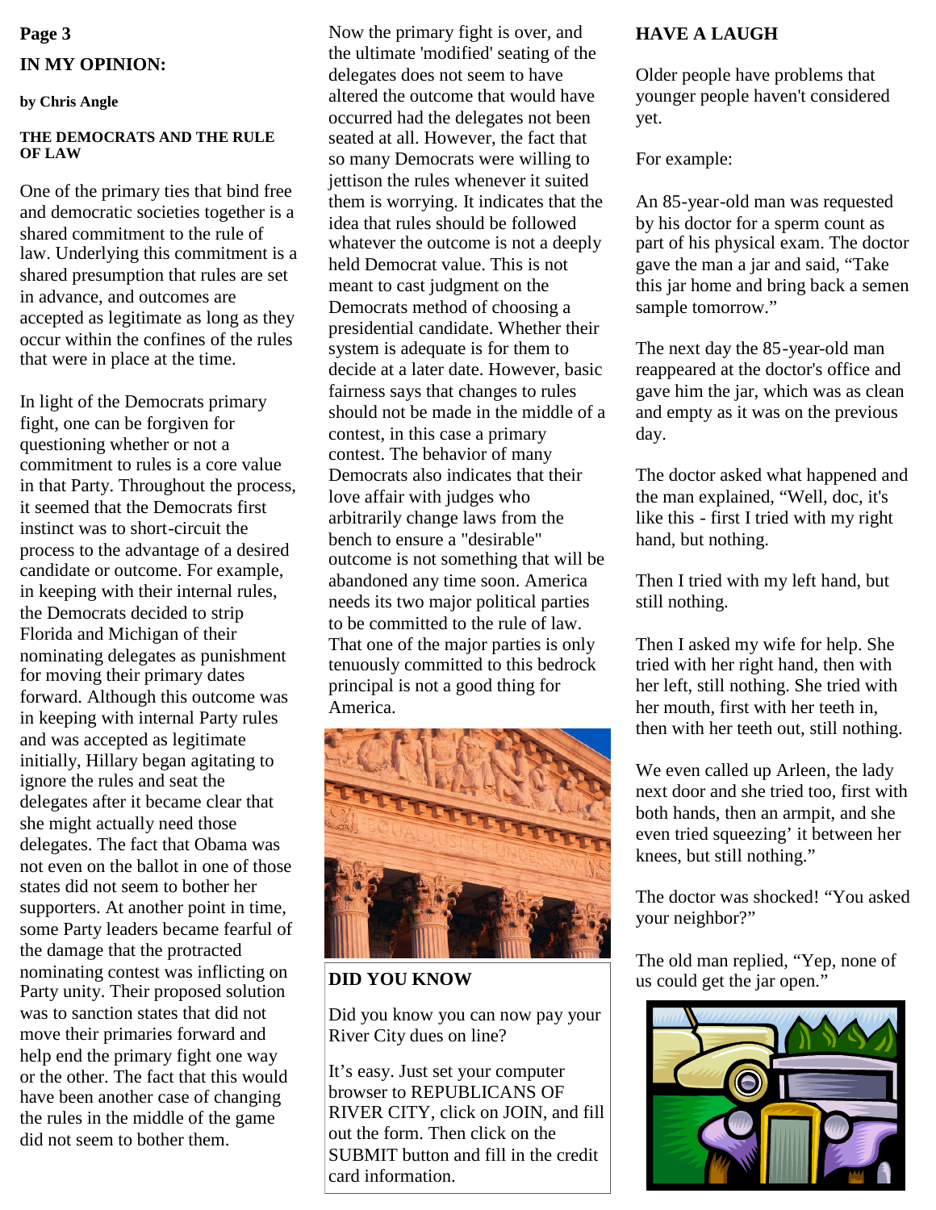## IN MY OPINION:

**by Chris Angle**

### THE DEMOCRATS AND THE RULE OF LAW

One of the primary ties that bind free and democratic societies together is a shared commitment to the rule of law. Underlying this commitment is a shared presumption that rules are set in advance, and outcomes are accepted as legitimate as long as they occur within the confines of the rules that were in place at the time.

In light of the Democrats primary fight, one can be forgiven for questioning whether or not a commitment to rules is a core value in that Party. Throughout the process, it seemed that the Democrats first instinct was to short-circuit the process to the advantage of a desired candidate or outcome. For example, in keeping with their internal rules, the Democrats decided to strip Florida and Michigan of their nominating delegates as punishment for moving their primary dates forward. Although this outcome was in keeping with internal Party rules and was accepted as legitimate initially, Hillary began agitating to ignore the rules and seat the delegates after it became clear that she might actually need those delegates. The fact that Obama was not even on the ballot in one of those states did not seem to bother her supporters. At another point in time, some Party leaders became fearful of the damage that the protracted nominating contest was inflicting on Party unity. Their proposed solution was to sanction states that did not move their primaries forward and help end the primary fight one way or the other. The fact that this would have been another case of changing the rules in the middle of the game did not seem to bother them.

Now the primary fight is over, and the ultimate 'modified' seating of the delegates does not seem to have altered the outcome that would have occurred had the delegates not been seated at all. However, the fact that so many Democrats were willing to jettison the rules whenever it suited them is worrying. It indicates that the idea that rules should be followed whatever the outcome is not a deeply held Democrat value. This is not meant to cast judgment on the Democrats method of choosing a presidential candidate. Whether their system is adequate is for them to decide at a later date. However, basic fairness says that changes to rules should not be made in the middle of a contest, in this case a primary contest. The behavior of many Democrats also indicates that their love affair with judges who arbitrarily change laws from the bench to ensure a "desirable" outcome is not something that will be abandoned any time soon. America needs its two major political parties to be committed to the rule of law. That one of the major parties is only tenuously committed to this bedrock principal is not a good thing for America.

### DID YOU KNOW

Did you know you can now pay your River City dues on line?

It's easy. Just set your computer browser to REPUBLICANS OF RIVER CITY, click on JOIN, and fill out the form. Then click on the SUBMIT button and fill in the credit card information.

### HAVE A LAUGH

Older people have problems that younger people haven't considered yet.

For example:

An 85-year-old man was requested by his doctor for a sperm count as part of his physical exam. The doctor gave the man a jar and said, "Take this jar home and bring back a semen sample tomorrow."

The next day the 85-year-old man reappeared at the doctor's office and gave him the jar, which was as clean and empty as it was on the previous day.

The doctor asked what happened and the man explained, "Well, doc, it's like this - first I tried with my right hand, but nothing.

Then I tried with my left hand, but still nothing.

Then I asked my wife for help. She tried with her right hand, then with her left, still nothing. She tried with her mouth, first with her teeth in, then with her teeth out, still nothing.

We even called up Arleen, the lady next door and she tried too, first with both hands, then an armpit, and she even tried squeezing' it between her knees, but still nothing."

The doctor was shocked! "You asked your neighbor?"

The old man replied, "Yep, none of us could get the jar open."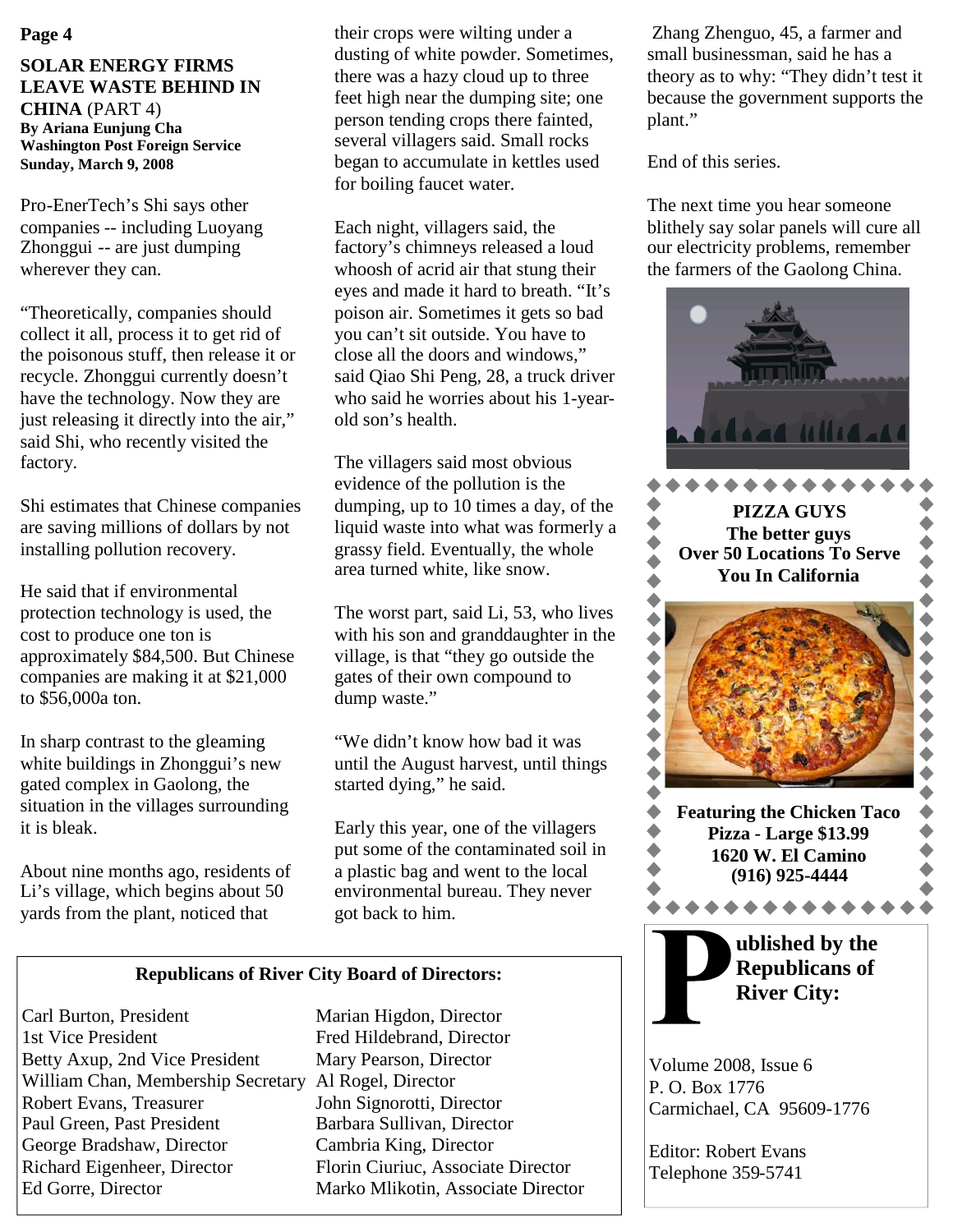## SOLAR ENERGY FIRMS LEAVE WASTE BEHIND IN CHINA (PART 4)

**By Ariana Eunjung Cha**
**Washington Post Foreign Service**
**Sunday, March 9, 2008**

Pro-EnerTech's Shi says other companies -- including Luoyang Zhonggui -- are just dumping wherever they can.

"Theoretically, companies should collect it all, process it to get rid of the poisonous stuff, then release it or recycle. Zhonggui currently doesn't have the technology. Now they are just releasing it directly into the air," said Shi, who recently visited the factory.

Shi estimates that Chinese companies are saving millions of dollars by not installing pollution recovery.

He said that if environmental protection technology is used, the cost to produce one ton is approximately $84,500. But Chinese companies are making it at $21,000 to $56,000a ton.

In sharp contrast to the gleaming white buildings in Zhonggui's new gated complex in Gaolong, the situation in the villages surrounding it is bleak.

About nine months ago, residents of Li's village, which begins about 50 yards from the plant, noticed that their crops were wilting under a dusting of white powder. Sometimes, there was a hazy cloud up to three feet high near the dumping site; one person tending crops there fainted, several villagers said. Small rocks began to accumulate in kettles used for boiling faucet water.

Each night, villagers said, the factory's chimneys released a loud whoosh of acrid air that stung their eyes and made it hard to breath. "It's poison air. Sometimes it gets so bad you can't sit outside. You have to close all the doors and windows," said Qiao Shi Peng, 28, a truck driver who said he worries about his 1-year-old son's health.

The villagers said most obvious evidence of the pollution is the dumping, up to 10 times a day, of the liquid waste into what was formerly a grassy field. Eventually, the whole area turned white, like snow.

The worst part, said Li, 53, who lives with his son and granddaughter in the village, is that "they go outside the gates of their own compound to dump waste."

"We didn't know how bad it was until the August harvest, until things started dying," he said.

Early this year, one of the villagers put some of the contaminated soil in a plastic bag and went to the local environmental bureau. They never got back to him.

Zhang Zhenguo, 45, a farmer and small businessman, said he has a theory as to why: "They didn't test it because the government supports the plant."

End of this series.

The next time you hear someone blithely say solar panels will cure all our electricity problems, remember the farmers of the Gaolong China.

**PIZZA GUYS**
**The better guys**
**Over 50 Locations To Serve You In California**

**Featuring the Chicken Taco Pizza - Large $13.99**
**1620 W. El Camino**
**(916) 925-4444**

**Republicans of River City Board of Directors:**

Carl Burton, President
1st Vice President
Betty Axup, 2nd Vice President
William Chan, Membership Secretary
Robert Evans, Treasurer
Paul Green, Past President
George Bradshaw, Director
Richard Eigenheer, Director
Ed Gorre, Director
Marian Higdon, Director
Fred Hildebrand, Director
Mary Pearson, Director
Al Rogel, Director
John Signorotti, Director
Barbara Sullivan, Director
Cambria King, Director
Florin Ciuriuc, Associate Director
Marko Mlikotin, Associate Director

**Published by the Republicans of River City:**

Volume 2008, Issue 6
P. O. Box 1776
Carmichael, CA 95609-1776

Editor: Robert Evans
Telephone 359-5741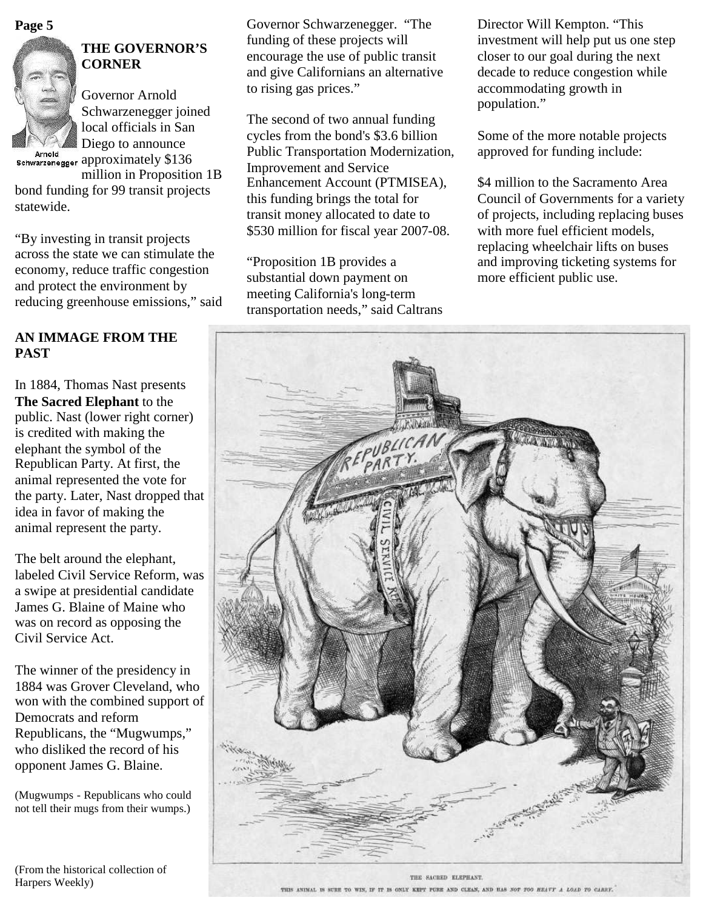## THE GOVERNOR'S CORNER

Arnold Schwarzenegger

Governor Arnold Schwarzenegger joined local officials in San Diego to announce approximately $136 million in Proposition 1B bond funding for 99 transit projects statewide.

"By investing in transit projects across the state we can stimulate the economy, reduce traffic congestion and protect the environment by reducing greenhouse emissions," said Governor Schwarzenegger. "The funding of these projects will encourage the use of public transit and give Californians an alternative to rising gas prices."

The second of two annual funding cycles from the bond's $3.6 billion Public Transportation Modernization, Improvement and Service Enhancement Account (PTMISEA), this funding brings the total for transit money allocated to date to $530 million for fiscal year 2007-08.

"Proposition 1B provides a substantial down payment on meeting California's long-term transportation needs," said Caltrans Director Will Kempton. "This investment will help put us one step closer to our goal during the next decade to reduce congestion while accommodating growth in population."

Some of the more notable projects approved for funding include:

$4 million to the Sacramento Area Council of Governments for a variety of projects, including replacing buses with more fuel efficient models, replacing wheelchair lifts on buses and improving ticketing systems for more efficient public use.

## AN IMMAGE FROM THE PAST

In 1884, Thomas Nast presents **The Sacred Elephant** to the public. Nast (lower right corner) is credited with making the elephant the symbol of the Republican Party. At first, the animal represented the vote for the party. Later, Nast dropped that idea in favor of making the animal represent the party.

The belt around the elephant, labeled Civil Service Reform, was a swipe at presidential candidate James G. Blaine of Maine who was on record as opposing the Civil Service Act.

The winner of the presidency in 1884 was Grover Cleveland, who won with the combined support of Democrats and reform Republicans, the "Mugwumps," who disliked the record of his opponent James G. Blaine.

(Mugwumps - Republicans who could not tell their mugs from their wumps.)

(From the historical collection of Harpers Weekly)

THE SACRED ELEPHANT.

THIS ANIMAL IS SURE TO WIN, IF IT IS ONLY KEPT PURE AND CLEAN, AND HAS *NOT TOO HEAVY A LOAD TO CARRY.*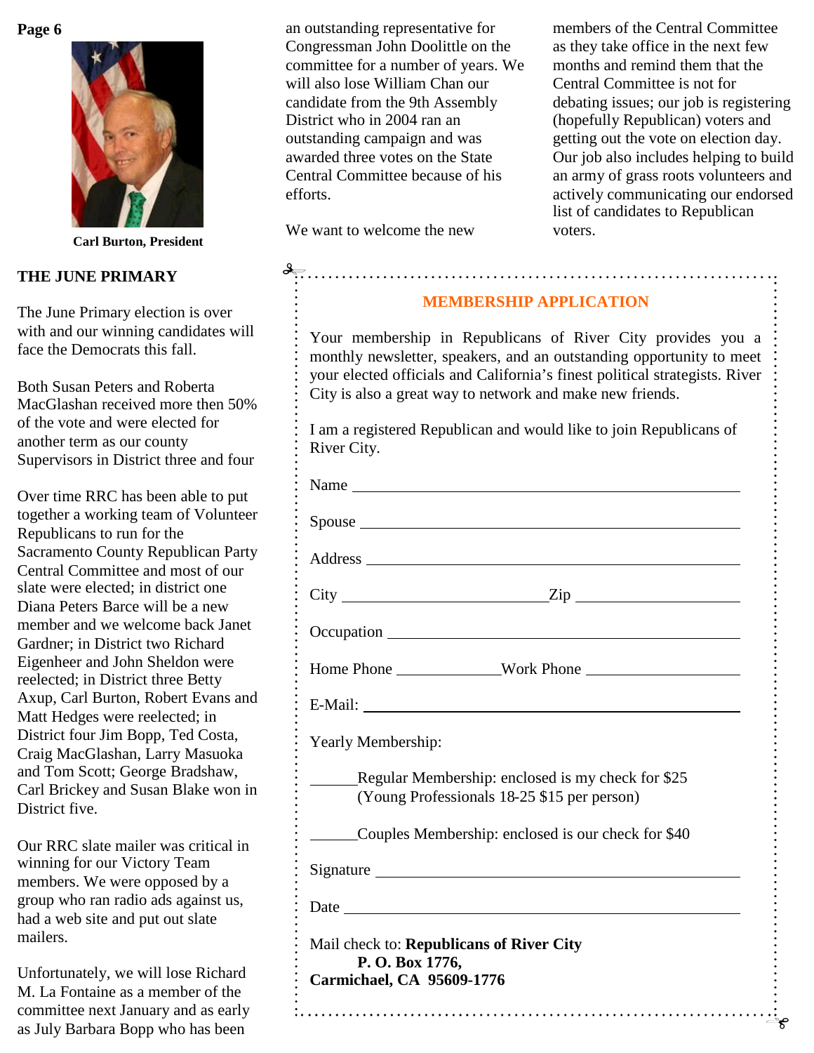Carl Burton, President

## THE JUNE PRIMARY

The June Primary election is over with and our winning candidates will face the Democrats this fall.

Both Susan Peters and Roberta MacGlashan received more then 50% of the vote and were elected for another term as our county Supervisors in District three and four

Over time RRC has been able to put together a working team of Volunteer Republicans to run for the Sacramento County Republican Party Central Committee and most of our slate were elected; in district one Diana Peters Barce will be a new member and we welcome back Janet Gardner; in District two Richard Eigenheer and John Sheldon were reelected; in District three Betty Axup, Carl Burton, Robert Evans and Matt Hedges were reelected; in District four Jim Bopp, Ted Costa, Craig MacGlashan, Larry Masuoka and Tom Scott; George Bradshaw, Carl Brickey and Susan Blake won in District five.

Our RRC slate mailer was critical in winning for our Victory Team members. We were opposed by a group who ran radio ads against us, had a web site and put out slate mailers.

Unfortunately, we will lose Richard M. La Fontaine as a member of the committee next January and as early as July Barbara Bopp who has been an outstanding representative for Congressman John Doolittle on the committee for a number of years. We will also lose William Chan our candidate from the 9th Assembly District who in 2004 ran an outstanding campaign and was awarded three votes on the State Central Committee because of his efforts.

We want to welcome the new members of the Central Committee as they take office in the next few months and remind them that the Central Committee is not for debating issues; our job is registering (hopefully Republican) voters and getting out the vote on election day. Our job also includes helping to build an army of grass roots volunteers and actively communicating our endorsed list of candidates to Republican voters.

## MEMBERSHIP APPLICATION

Your membership in Republicans of River City provides you a monthly newsletter, speakers, and an outstanding opportunity to meet your elected officials and California's finest political strategists. River City is also a great way to network and make new friends.

I am a registered Republican and would like to join Republicans of River City.

Name ______________________________

Spouse ______________________________

Address ______________________________

City ______________ Zip ______________

Occupation ______________________________

Home Phone ____________ Work Phone ____________

E-Mail: ______________________________

Yearly Membership:

______Regular Membership: enclosed is my check for $25 (Young Professionals 18-25 $15 per person)

______Couples Membership: enclosed is our check for $40

Signature ______________________________

Date ______________________________

Mail check to: **Republicans of River City**
**P. O. Box 1776,**
**Carmichael, CA 95609-1776**